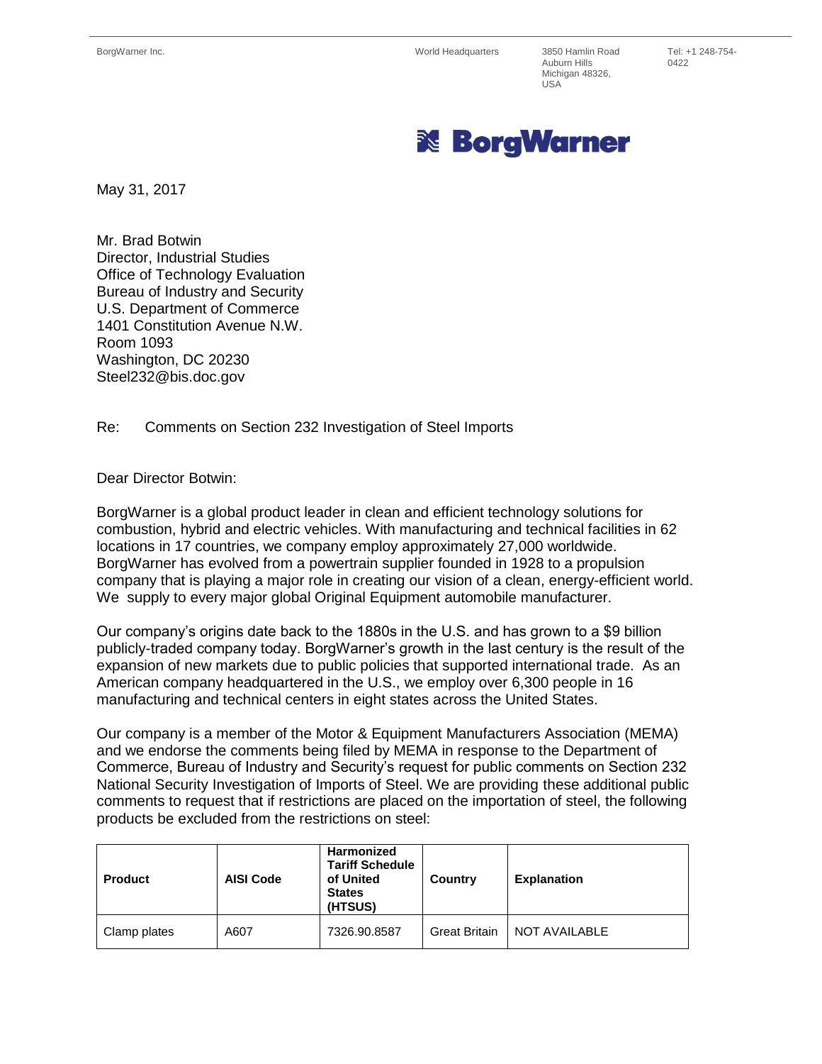BorgWarner Inc. World Headquarters 3850 Hamlin Road Auburn Hills Michigan 48326, USA Tel: +1 248-754-0422

**BorgWarner**

May 31, 2017

Mr. Brad Botwin
Director, Industrial Studies
Office of Technology Evaluation
Bureau of Industry and Security
U.S. Department of Commerce
1401 Constitution Avenue N.W.
Room 1093
Washington, DC 20230
Steel232@bis.doc.gov

Re: Comments on Section 232 Investigation of Steel Imports

Dear Director Botwin:

BorgWarner is a global product leader in clean and efficient technology solutions for combustion, hybrid and electric vehicles. With manufacturing and technical facilities in 62 locations in 17 countries, we company employ approximately 27,000 worldwide. BorgWarner has evolved from a powertrain supplier founded in 1928 to a propulsion company that is playing a major role in creating our vision of a clean, energy-efficient world. We supply to every major global Original Equipment automobile manufacturer.

Our company's origins date back to the 1880s in the U.S. and has grown to a $9 billion publicly-traded company today. BorgWarner's growth in the last century is the result of the expansion of new markets due to public policies that supported international trade. As an American company headquartered in the U.S., we employ over 6,300 people in 16 manufacturing and technical centers in eight states across the United States.

Our company is a member of the Motor & Equipment Manufacturers Association (MEMA) and we endorse the comments being filed by MEMA in response to the Department of Commerce, Bureau of Industry and Security's request for public comments on Section 232 National Security Investigation of Imports of Steel. We are providing these additional public comments to request that if restrictions are placed on the importation of steel, the following products be excluded from the restrictions on steel:

| Product | AISI Code | Harmonized Tariff Schedule of United States (HTSUS) | Country | Explanation |
|---|---|---|---|---|
| Clamp plates | A607 | 7326.90.8587 | Great Britain | NOT AVAILABLE |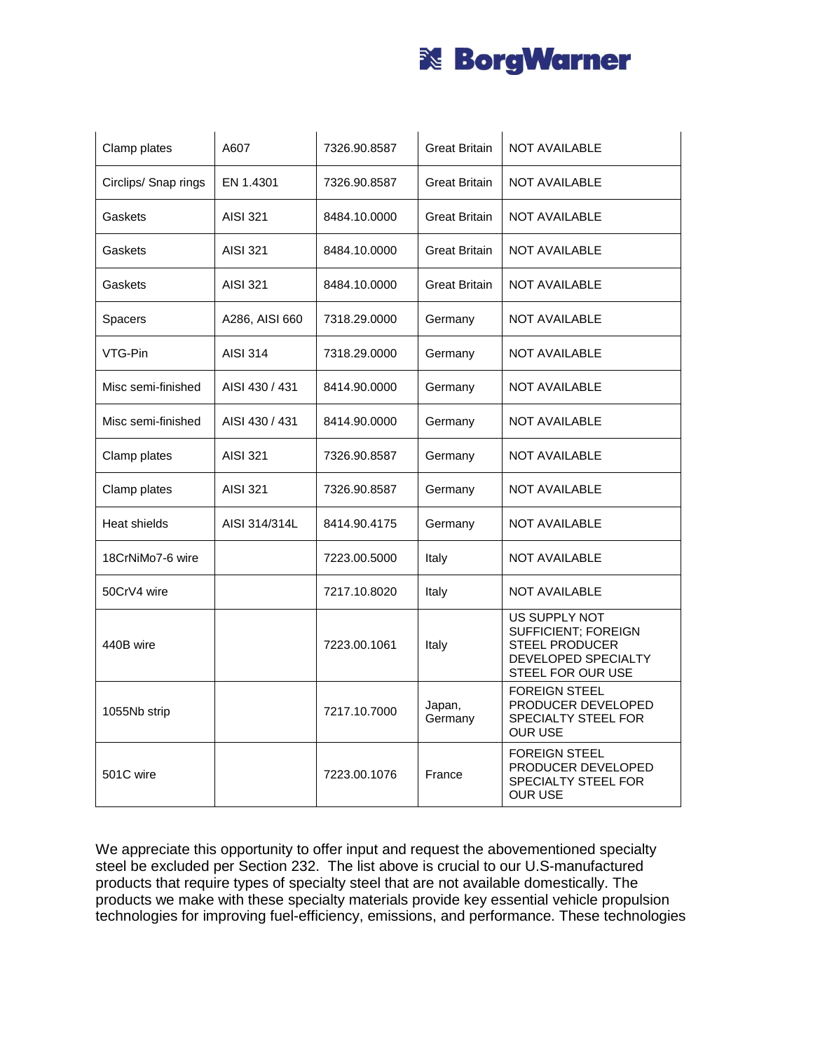| Clamp plates | A607 | 7326.90.8587 | Great Britain | NOT AVAILABLE |
|---|---|---|---|---|
| Circlips/ Snap rings | EN 1.4301 | 7326.90.8587 | Great Britain | NOT AVAILABLE |
| Gaskets | AISI 321 | 8484.10.0000 | Great Britain | NOT AVAILABLE |
| Gaskets | AISI 321 | 8484.10.0000 | Great Britain | NOT AVAILABLE |
| Gaskets | AISI 321 | 8484.10.0000 | Great Britain | NOT AVAILABLE |
| Spacers | A286, AISI 660 | 7318.29.0000 | Germany | NOT AVAILABLE |
| VTG-Pin | AISI 314 | 7318.29.0000 | Germany | NOT AVAILABLE |
| Misc semi-finished | AISI 430 / 431 | 8414.90.0000 | Germany | NOT AVAILABLE |
| Misc semi-finished | AISI 430 / 431 | 8414.90.0000 | Germany | NOT AVAILABLE |
| Clamp plates | AISI 321 | 7326.90.8587 | Germany | NOT AVAILABLE |
| Clamp plates | AISI 321 | 7326.90.8587 | Germany | NOT AVAILABLE |
| Heat shields | AISI 314/314L | 8414.90.4175 | Germany | NOT AVAILABLE |
| 18CrNiMo7-6 wire | | 7223.00.5000 | Italy | NOT AVAILABLE |
| 50CrV4 wire | | 7217.10.8020 | Italy | NOT AVAILABLE |
| 440B wire | | 7223.00.1061 | Italy | US SUPPLY NOT SUFFICIENT; FOREIGN STEEL PRODUCER DEVELOPED SPECIALTY STEEL FOR OUR USE |
| 1055Nb strip | | 7217.10.7000 | Japan, Germany | FOREIGN STEEL PRODUCER DEVELOPED SPECIALTY STEEL FOR OUR USE |
| 501C wire | | 7223.00.1076 | France | FOREIGN STEEL PRODUCER DEVELOPED SPECIALTY STEEL FOR OUR USE |

We appreciate this opportunity to offer input and request the abovementioned specialty steel be excluded per Section 232. The list above is crucial to our U.S-manufactured products that require types of specialty steel that are not available domestically. The products we make with these specialty materials provide key essential vehicle propulsion technologies for improving fuel-efficiency, emissions, and performance. These technologies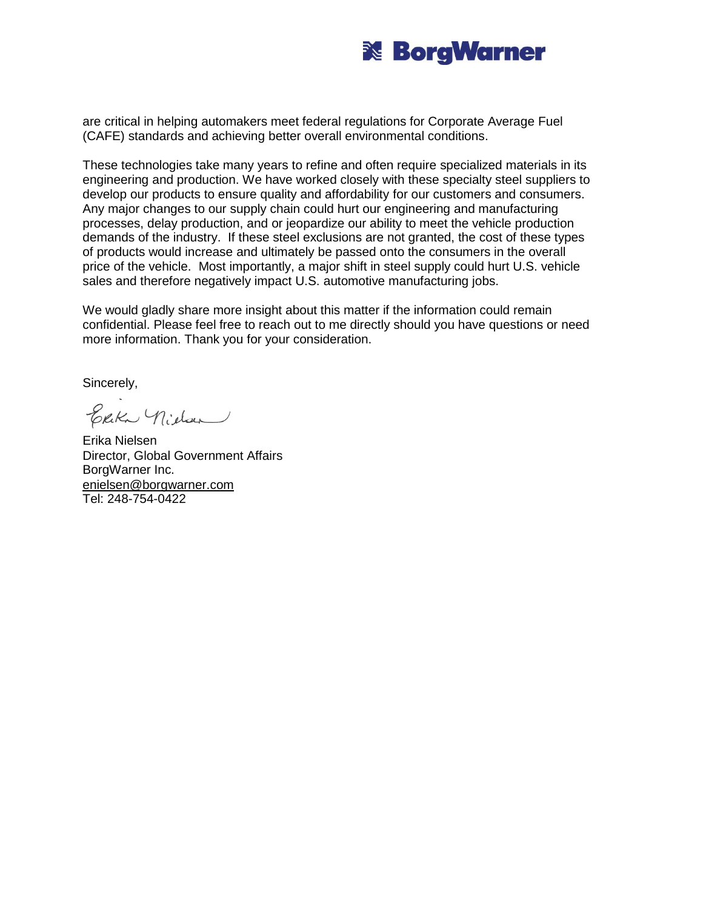are critical in helping automakers meet federal regulations for Corporate Average Fuel (CAFE) standards and achieving better overall environmental conditions.

These technologies take many years to refine and often require specialized materials in its engineering and production. We have worked closely with these specialty steel suppliers to develop our products to ensure quality and affordability for our customers and consumers. Any major changes to our supply chain could hurt our engineering and manufacturing processes, delay production, and or jeopardize our ability to meet the vehicle production demands of the industry. If these steel exclusions are not granted, the cost of these types of products would increase and ultimately be passed onto the consumers in the overall price of the vehicle. Most importantly, a major shift in steel supply could hurt U.S. vehicle sales and therefore negatively impact U.S. automotive manufacturing jobs.

We would gladly share more insight about this matter if the information could remain confidential. Please feel free to reach out to me directly should you have questions or need more information. Thank you for your consideration.

Sincerely,

Erika Nielsen
Director, Global Government Affairs
BorgWarner Inc.
enielsen@borgwarner.com
Tel: 248-754-0422